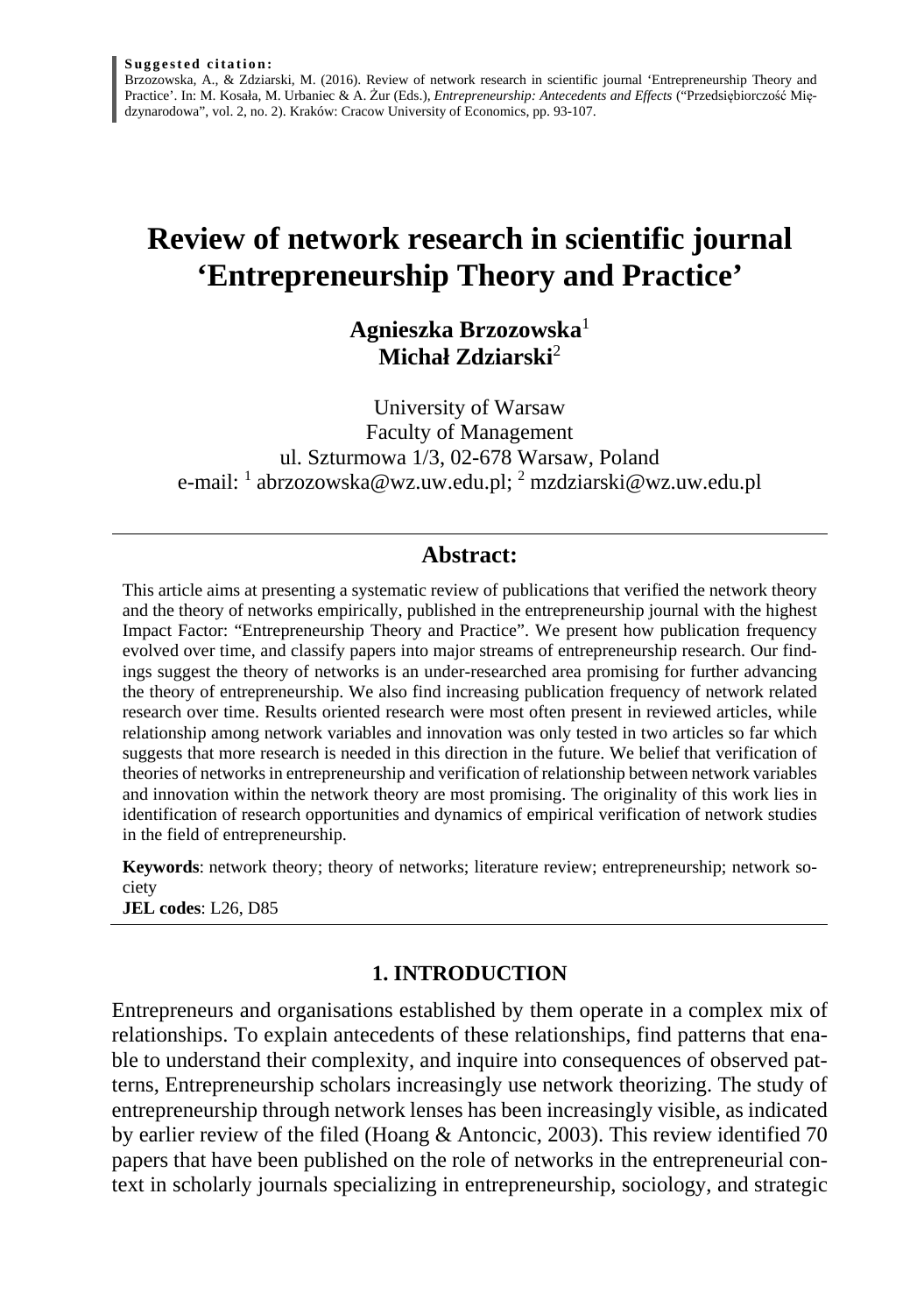**Suggested citation:**
Brzozowska, A., & Zdziarski, M. (2016). Review of network research in scientific journal 'Entrepreneurship Theory and Practice'. In: M. Kosała, M. Urbaniec & A. Żur (Eds.), *Entrepreneurship: Antecedents and Effects* ("Przedsiębiorczość Międzynarodowa", vol. 2, no. 2). Kraków: Cracow University of Economics, pp. 93-107.

# Review of network research in scientific journal 'Entrepreneurship Theory and Practice'

**Agnieszka Brzozowska**[1]
**Michał Zdziarski**[2]

University of Warsaw
Faculty of Management
ul. Szturmowa 1/3, 02-678 Warsaw, Poland
e-mail: [1] abrzozowska@wz.uw.edu.pl; [2] mzdziarski@wz.uw.edu.pl

## Abstract:

This article aims at presenting a systematic review of publications that verified the network theory and the theory of networks empirically, published in the entrepreneurship journal with the highest Impact Factor: "Entrepreneurship Theory and Practice". We present how publication frequency evolved over time, and classify papers into major streams of entrepreneurship research. Our findings suggest the theory of networks is an under-researched area promising for further advancing the theory of entrepreneurship. We also find increasing publication frequency of network related research over time. Results oriented research were most often present in reviewed articles, while relationship among network variables and innovation was only tested in two articles so far which suggests that more research is needed in this direction in the future. We belief that verification of theories of networks in entrepreneurship and verification of relationship between network variables and innovation within the network theory are most promising. The originality of this work lies in identification of research opportunities and dynamics of empirical verification of network studies in the field of entrepreneurship.

**Keywords**: network theory; theory of networks; literature review; entrepreneurship; network society
**JEL codes**: L26, D85

## 1. INTRODUCTION

Entrepreneurs and organisations established by them operate in a complex mix of relationships. To explain antecedents of these relationships, find patterns that enable to understand their complexity, and inquire into consequences of observed patterns, Entrepreneurship scholars increasingly use network theorizing. The study of entrepreneurship through network lenses has been increasingly visible, as indicated by earlier review of the filed (Hoang & Antoncic, 2003). This review identified 70 papers that have been published on the role of networks in the entrepreneurial context in scholarly journals specializing in entrepreneurship, sociology, and strategic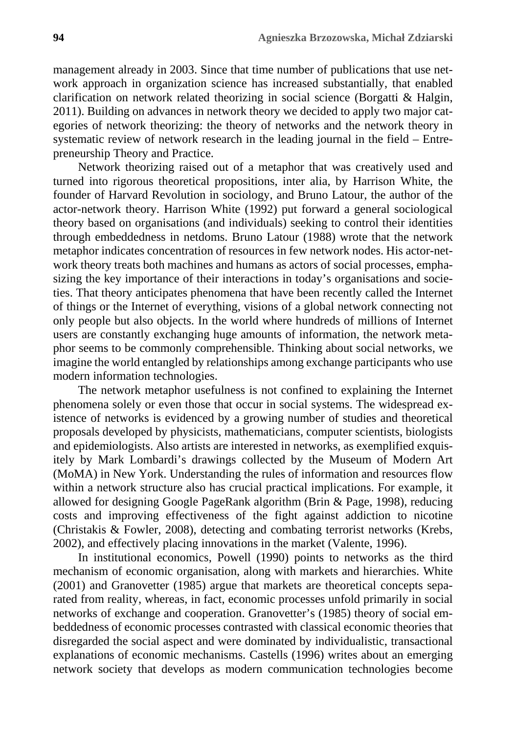management already in 2003. Since that time number of publications that use network approach in organization science has increased substantially, that enabled clarification on network related theorizing in social science (Borgatti & Halgin, 2011). Building on advances in network theory we decided to apply two major categories of network theorizing: the theory of networks and the network theory in systematic review of network research in the leading journal in the field – Entrepreneurship Theory and Practice.

Network theorizing raised out of a metaphor that was creatively used and turned into rigorous theoretical propositions, inter alia, by Harrison White, the founder of Harvard Revolution in sociology, and Bruno Latour, the author of the actor-network theory. Harrison White (1992) put forward a general sociological theory based on organisations (and individuals) seeking to control their identities through embeddedness in netdoms. Bruno Latour (1988) wrote that the network metaphor indicates concentration of resources in few network nodes. His actor-network theory treats both machines and humans as actors of social processes, emphasizing the key importance of their interactions in today's organisations and societies. That theory anticipates phenomena that have been recently called the Internet of things or the Internet of everything, visions of a global network connecting not only people but also objects. In the world where hundreds of millions of Internet users are constantly exchanging huge amounts of information, the network metaphor seems to be commonly comprehensible. Thinking about social networks, we imagine the world entangled by relationships among exchange participants who use modern information technologies.

The network metaphor usefulness is not confined to explaining the Internet phenomena solely or even those that occur in social systems. The widespread existence of networks is evidenced by a growing number of studies and theoretical proposals developed by physicists, mathematicians, computer scientists, biologists and epidemiologists. Also artists are interested in networks, as exemplified exquisitely by Mark Lombardi's drawings collected by the Museum of Modern Art (MoMA) in New York. Understanding the rules of information and resources flow within a network structure also has crucial practical implications. For example, it allowed for designing Google PageRank algorithm (Brin & Page, 1998), reducing costs and improving effectiveness of the fight against addiction to nicotine (Christakis & Fowler, 2008), detecting and combating terrorist networks (Krebs, 2002), and effectively placing innovations in the market (Valente, 1996).

In institutional economics, Powell (1990) points to networks as the third mechanism of economic organisation, along with markets and hierarchies. White (2001) and Granovetter (1985) argue that markets are theoretical concepts separated from reality, whereas, in fact, economic processes unfold primarily in social networks of exchange and cooperation. Granovetter's (1985) theory of social embeddedness of economic processes contrasted with classical economic theories that disregarded the social aspect and were dominated by individualistic, transactional explanations of economic mechanisms. Castells (1996) writes about an emerging network society that develops as modern communication technologies become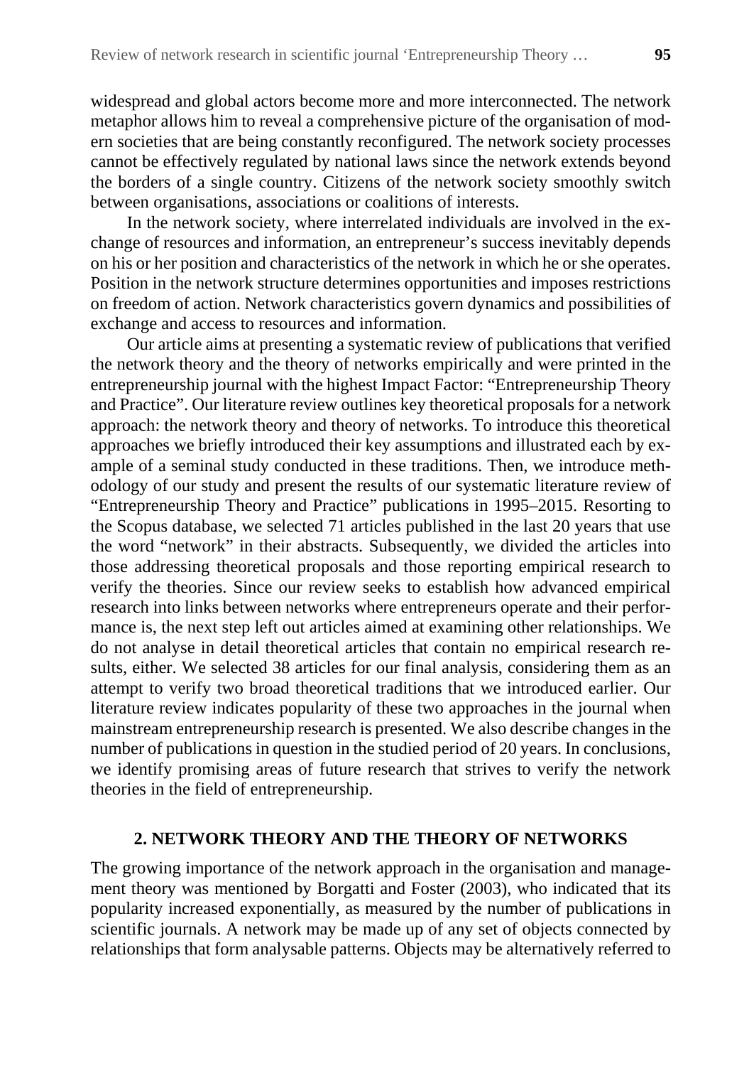widespread and global actors become more and more interconnected. The network metaphor allows him to reveal a comprehensive picture of the organisation of modern societies that are being constantly reconfigured. The network society processes cannot be effectively regulated by national laws since the network extends beyond the borders of a single country. Citizens of the network society smoothly switch between organisations, associations or coalitions of interests.

In the network society, where interrelated individuals are involved in the exchange of resources and information, an entrepreneur's success inevitably depends on his or her position and characteristics of the network in which he or she operates. Position in the network structure determines opportunities and imposes restrictions on freedom of action. Network characteristics govern dynamics and possibilities of exchange and access to resources and information.

Our article aims at presenting a systematic review of publications that verified the network theory and the theory of networks empirically and were printed in the entrepreneurship journal with the highest Impact Factor: "Entrepreneurship Theory and Practice". Our literature review outlines key theoretical proposals for a network approach: the network theory and theory of networks. To introduce this theoretical approaches we briefly introduced their key assumptions and illustrated each by example of a seminal study conducted in these traditions. Then, we introduce methodology of our study and present the results of our systematic literature review of "Entrepreneurship Theory and Practice" publications in 1995–2015. Resorting to the Scopus database, we selected 71 articles published in the last 20 years that use the word "network" in their abstracts. Subsequently, we divided the articles into those addressing theoretical proposals and those reporting empirical research to verify the theories. Since our review seeks to establish how advanced empirical research into links between networks where entrepreneurs operate and their performance is, the next step left out articles aimed at examining other relationships. We do not analyse in detail theoretical articles that contain no empirical research results, either. We selected 38 articles for our final analysis, considering them as an attempt to verify two broad theoretical traditions that we introduced earlier. Our literature review indicates popularity of these two approaches in the journal when mainstream entrepreneurship research is presented. We also describe changes in the number of publications in question in the studied period of 20 years. In conclusions, we identify promising areas of future research that strives to verify the network theories in the field of entrepreneurship.

## 2. NETWORK THEORY AND THE THEORY OF NETWORKS

The growing importance of the network approach in the organisation and management theory was mentioned by Borgatti and Foster (2003), who indicated that its popularity increased exponentially, as measured by the number of publications in scientific journals. A network may be made up of any set of objects connected by relationships that form analysable patterns. Objects may be alternatively referred to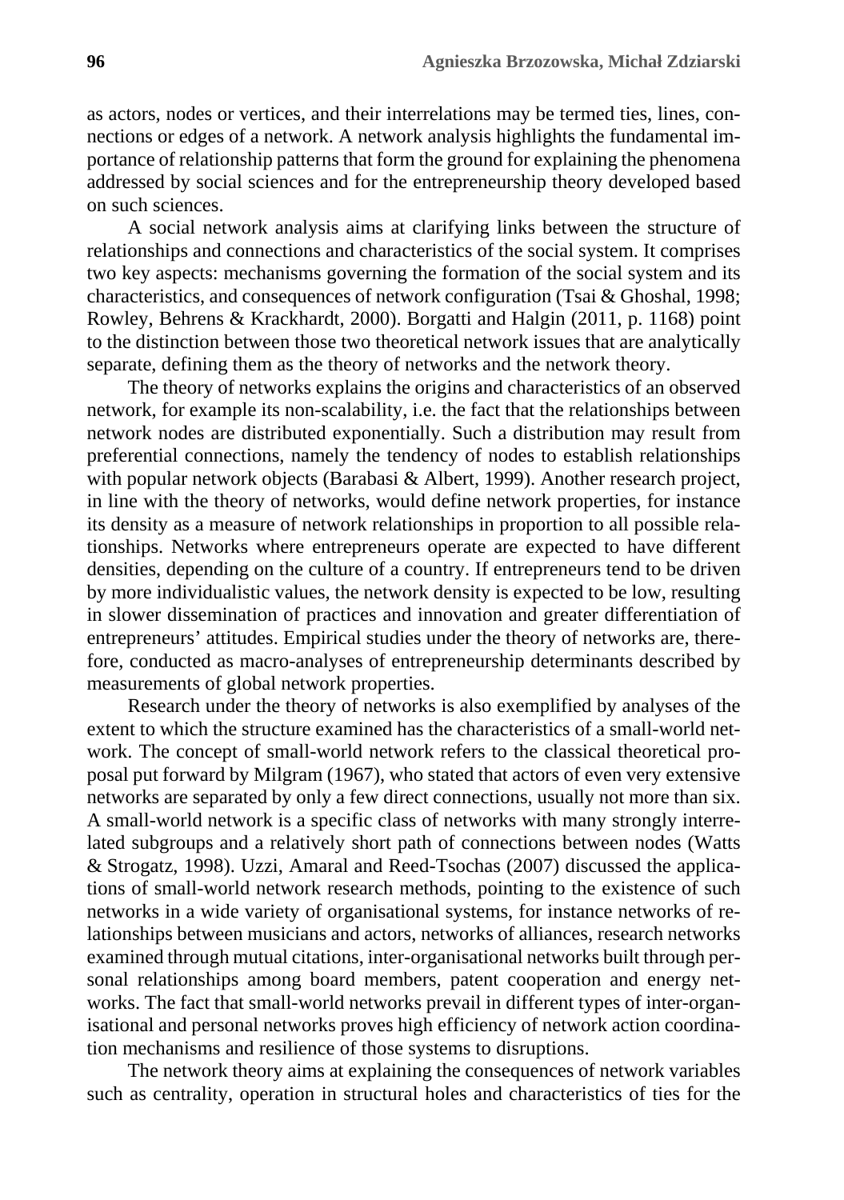as actors, nodes or vertices, and their interrelations may be termed ties, lines, connections or edges of a network. A network analysis highlights the fundamental importance of relationship patterns that form the ground for explaining the phenomena addressed by social sciences and for the entrepreneurship theory developed based on such sciences.

A social network analysis aims at clarifying links between the structure of relationships and connections and characteristics of the social system. It comprises two key aspects: mechanisms governing the formation of the social system and its characteristics, and consequences of network configuration (Tsai & Ghoshal, 1998; Rowley, Behrens & Krackhardt, 2000). Borgatti and Halgin (2011, p. 1168) point to the distinction between those two theoretical network issues that are analytically separate, defining them as the theory of networks and the network theory.

The theory of networks explains the origins and characteristics of an observed network, for example its non-scalability, i.e. the fact that the relationships between network nodes are distributed exponentially. Such a distribution may result from preferential connections, namely the tendency of nodes to establish relationships with popular network objects (Barabasi & Albert, 1999). Another research project, in line with the theory of networks, would define network properties, for instance its density as a measure of network relationships in proportion to all possible relationships. Networks where entrepreneurs operate are expected to have different densities, depending on the culture of a country. If entrepreneurs tend to be driven by more individualistic values, the network density is expected to be low, resulting in slower dissemination of practices and innovation and greater differentiation of entrepreneurs' attitudes. Empirical studies under the theory of networks are, therefore, conducted as macro-analyses of entrepreneurship determinants described by measurements of global network properties.

Research under the theory of networks is also exemplified by analyses of the extent to which the structure examined has the characteristics of a small-world network. The concept of small-world network refers to the classical theoretical proposal put forward by Milgram (1967), who stated that actors of even very extensive networks are separated by only a few direct connections, usually not more than six. A small-world network is a specific class of networks with many strongly interrelated subgroups and a relatively short path of connections between nodes (Watts & Strogatz, 1998). Uzzi, Amaral and Reed-Tsochas (2007) discussed the applications of small-world network research methods, pointing to the existence of such networks in a wide variety of organisational systems, for instance networks of relationships between musicians and actors, networks of alliances, research networks examined through mutual citations, inter-organisational networks built through personal relationships among board members, patent cooperation and energy networks. The fact that small-world networks prevail in different types of inter-organisational and personal networks proves high efficiency of network action coordination mechanisms and resilience of those systems to disruptions.

The network theory aims at explaining the consequences of network variables such as centrality, operation in structural holes and characteristics of ties for the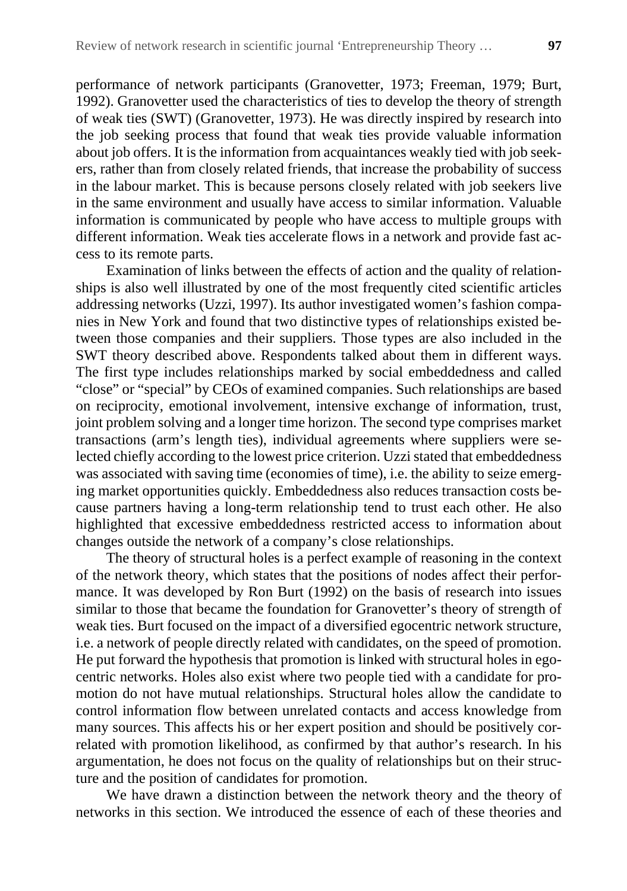performance of network participants (Granovetter, 1973; Freeman, 1979; Burt, 1992). Granovetter used the characteristics of ties to develop the theory of strength of weak ties (SWT) (Granovetter, 1973). He was directly inspired by research into the job seeking process that found that weak ties provide valuable information about job offers. It is the information from acquaintances weakly tied with job seekers, rather than from closely related friends, that increase the probability of success in the labour market. This is because persons closely related with job seekers live in the same environment and usually have access to similar information. Valuable information is communicated by people who have access to multiple groups with different information. Weak ties accelerate flows in a network and provide fast access to its remote parts.

Examination of links between the effects of action and the quality of relationships is also well illustrated by one of the most frequently cited scientific articles addressing networks (Uzzi, 1997). Its author investigated women's fashion companies in New York and found that two distinctive types of relationships existed between those companies and their suppliers. Those types are also included in the SWT theory described above. Respondents talked about them in different ways. The first type includes relationships marked by social embeddedness and called "close" or "special" by CEOs of examined companies. Such relationships are based on reciprocity, emotional involvement, intensive exchange of information, trust, joint problem solving and a longer time horizon. The second type comprises market transactions (arm's length ties), individual agreements where suppliers were selected chiefly according to the lowest price criterion. Uzzi stated that embeddedness was associated with saving time (economies of time), i.e. the ability to seize emerging market opportunities quickly. Embeddedness also reduces transaction costs because partners having a long-term relationship tend to trust each other. He also highlighted that excessive embeddedness restricted access to information about changes outside the network of a company's close relationships.

The theory of structural holes is a perfect example of reasoning in the context of the network theory, which states that the positions of nodes affect their performance. It was developed by Ron Burt (1992) on the basis of research into issues similar to those that became the foundation for Granovetter's theory of strength of weak ties. Burt focused on the impact of a diversified egocentric network structure, i.e. a network of people directly related with candidates, on the speed of promotion. He put forward the hypothesis that promotion is linked with structural holes in egocentric networks. Holes also exist where two people tied with a candidate for promotion do not have mutual relationships. Structural holes allow the candidate to control information flow between unrelated contacts and access knowledge from many sources. This affects his or her expert position and should be positively correlated with promotion likelihood, as confirmed by that author's research. In his argumentation, he does not focus on the quality of relationships but on their structure and the position of candidates for promotion.

We have drawn a distinction between the network theory and the theory of networks in this section. We introduced the essence of each of these theories and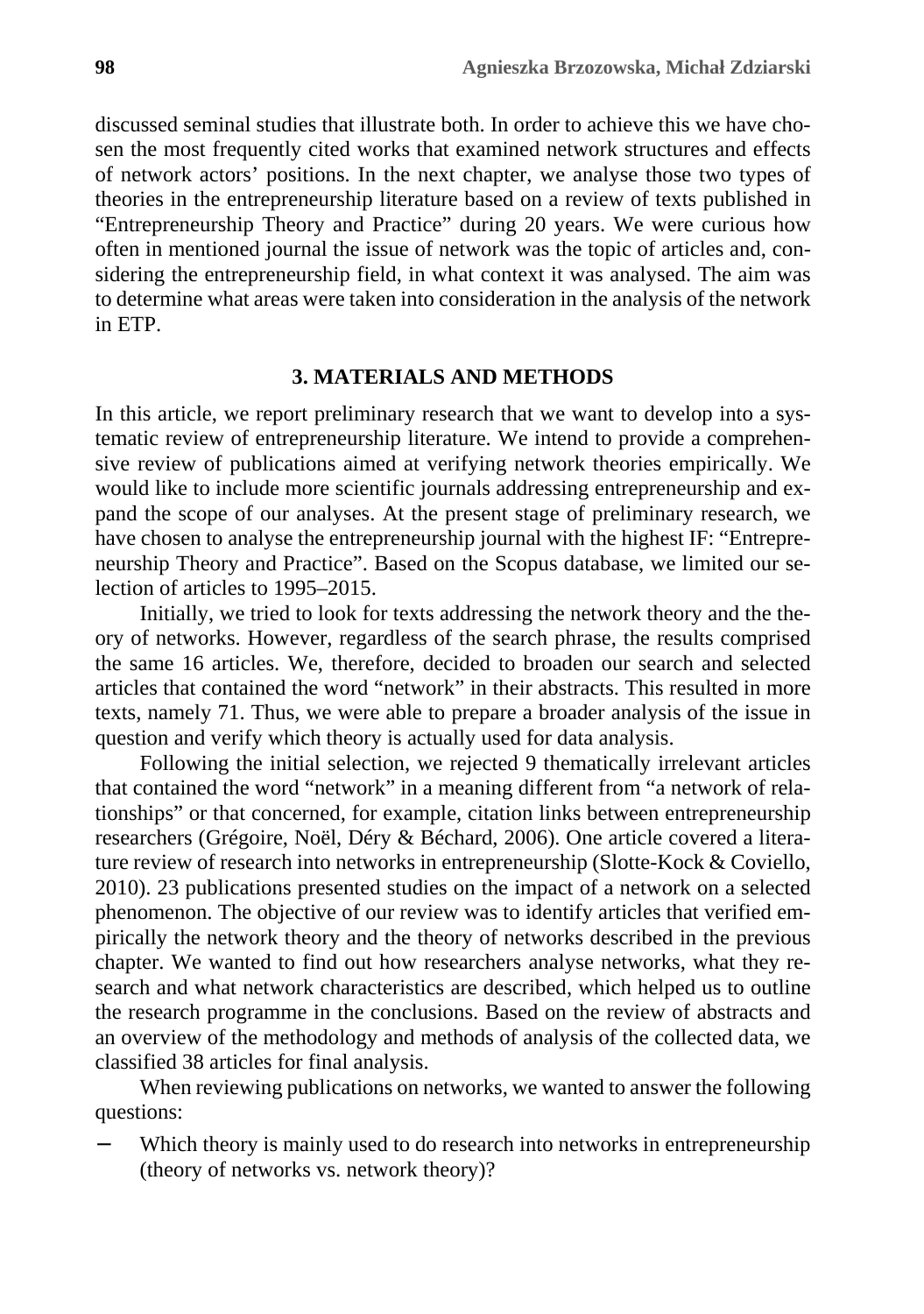discussed seminal studies that illustrate both. In order to achieve this we have chosen the most frequently cited works that examined network structures and effects of network actors' positions. In the next chapter, we analyse those two types of theories in the entrepreneurship literature based on a review of texts published in "Entrepreneurship Theory and Practice" during 20 years. We were curious how often in mentioned journal the issue of network was the topic of articles and, considering the entrepreneurship field, in what context it was analysed. The aim was to determine what areas were taken into consideration in the analysis of the network in ETP.

## 3. MATERIALS AND METHODS

In this article, we report preliminary research that we want to develop into a systematic review of entrepreneurship literature. We intend to provide a comprehensive review of publications aimed at verifying network theories empirically. We would like to include more scientific journals addressing entrepreneurship and expand the scope of our analyses. At the present stage of preliminary research, we have chosen to analyse the entrepreneurship journal with the highest IF: "Entrepreneurship Theory and Practice". Based on the Scopus database, we limited our selection of articles to 1995–2015.

Initially, we tried to look for texts addressing the network theory and the theory of networks. However, regardless of the search phrase, the results comprised the same 16 articles. We, therefore, decided to broaden our search and selected articles that contained the word "network" in their abstracts. This resulted in more texts, namely 71. Thus, we were able to prepare a broader analysis of the issue in question and verify which theory is actually used for data analysis.

Following the initial selection, we rejected 9 thematically irrelevant articles that contained the word "network" in a meaning different from "a network of relationships" or that concerned, for example, citation links between entrepreneurship researchers (Grégoire, Noël, Déry & Béchard, 2006). One article covered a literature review of research into networks in entrepreneurship (Slotte-Kock & Coviello, 2010). 23 publications presented studies on the impact of a network on a selected phenomenon. The objective of our review was to identify articles that verified empirically the network theory and the theory of networks described in the previous chapter. We wanted to find out how researchers analyse networks, what they research and what network characteristics are described, which helped us to outline the research programme in the conclusions. Based on the review of abstracts and an overview of the methodology and methods of analysis of the collected data, we classified 38 articles for final analysis.

When reviewing publications on networks, we wanted to answer the following questions:

- Which theory is mainly used to do research into networks in entrepreneurship (theory of networks vs. network theory)?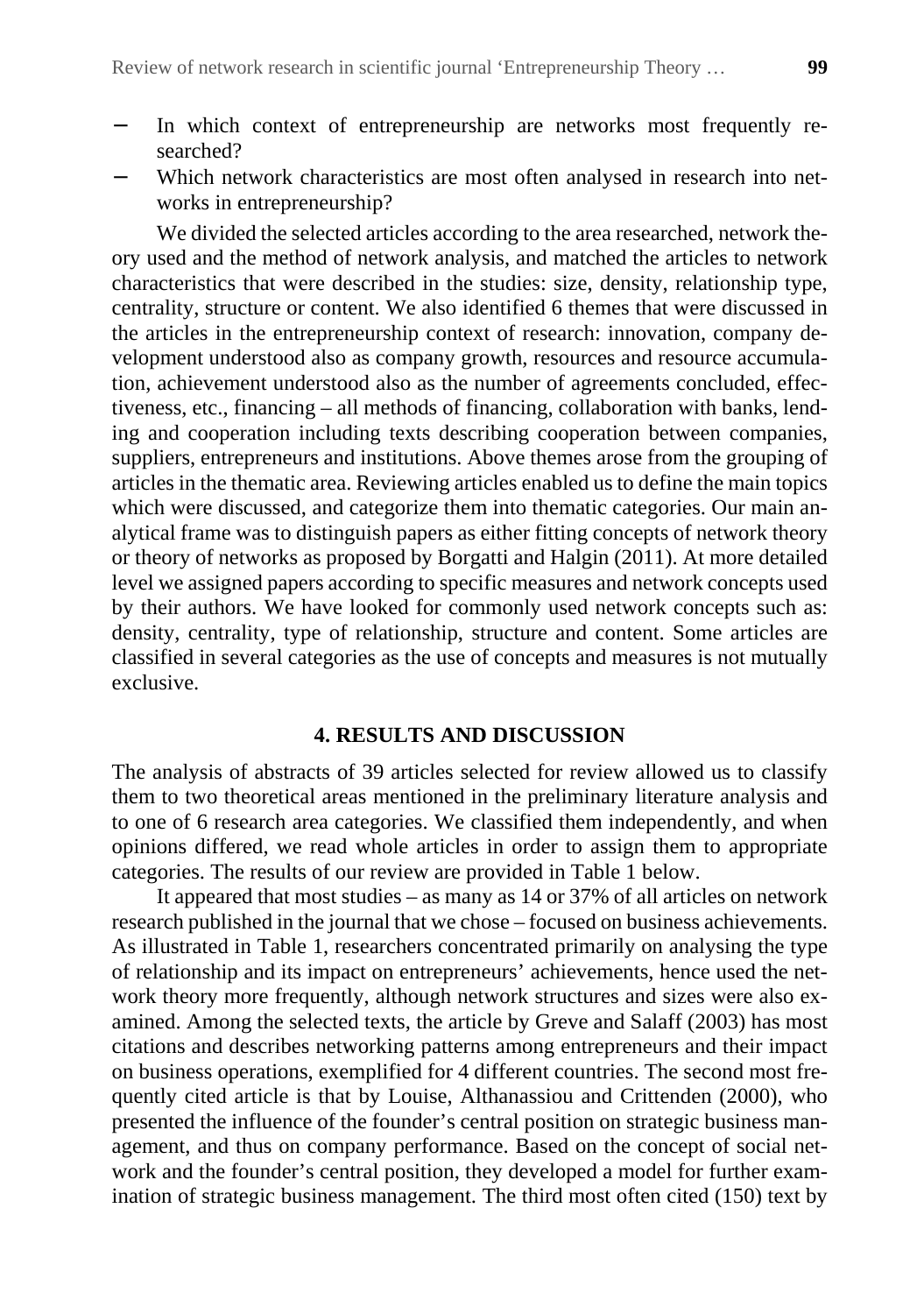- In which context of entrepreneurship are networks most frequently researched?
- Which network characteristics are most often analysed in research into networks in entrepreneurship?

We divided the selected articles according to the area researched, network theory used and the method of network analysis, and matched the articles to network characteristics that were described in the studies: size, density, relationship type, centrality, structure or content. We also identified 6 themes that were discussed in the articles in the entrepreneurship context of research: innovation, company development understood also as company growth, resources and resource accumulation, achievement understood also as the number of agreements concluded, effectiveness, etc., financing – all methods of financing, collaboration with banks, lending and cooperation including texts describing cooperation between companies, suppliers, entrepreneurs and institutions. Above themes arose from the grouping of articles in the thematic area. Reviewing articles enabled us to define the main topics which were discussed, and categorize them into thematic categories. Our main analytical frame was to distinguish papers as either fitting concepts of network theory or theory of networks as proposed by Borgatti and Halgin (2011). At more detailed level we assigned papers according to specific measures and network concepts used by their authors. We have looked for commonly used network concepts such as: density, centrality, type of relationship, structure and content. Some articles are classified in several categories as the use of concepts and measures is not mutually exclusive.

## 4. RESULTS AND DISCUSSION

The analysis of abstracts of 39 articles selected for review allowed us to classify them to two theoretical areas mentioned in the preliminary literature analysis and to one of 6 research area categories. We classified them independently, and when opinions differed, we read whole articles in order to assign them to appropriate categories. The results of our review are provided in Table 1 below.

It appeared that most studies – as many as 14 or 37% of all articles on network research published in the journal that we chose – focused on business achievements. As illustrated in Table 1, researchers concentrated primarily on analysing the type of relationship and its impact on entrepreneurs' achievements, hence used the network theory more frequently, although network structures and sizes were also examined. Among the selected texts, the article by Greve and Salaff (2003) has most citations and describes networking patterns among entrepreneurs and their impact on business operations, exemplified for 4 different countries. The second most frequently cited article is that by Louise, Althanassiou and Crittenden (2000), who presented the influence of the founder's central position on strategic business management, and thus on company performance. Based on the concept of social network and the founder's central position, they developed a model for further examination of strategic business management. The third most often cited (150) text by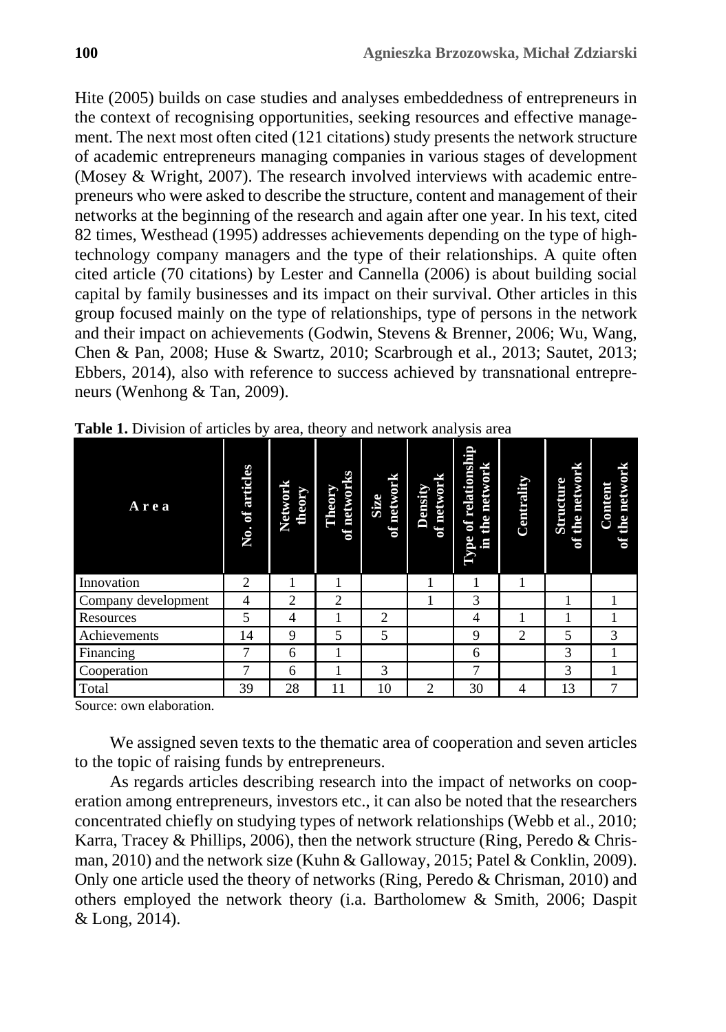Hite (2005) builds on case studies and analyses embeddedness of entrepreneurs in the context of recognising opportunities, seeking resources and effective management. The next most often cited (121 citations) study presents the network structure of academic entrepreneurs managing companies in various stages of development (Mosey & Wright, 2007). The research involved interviews with academic entrepreneurs who were asked to describe the structure, content and management of their networks at the beginning of the research and again after one year. In his text, cited 82 times, Westhead (1995) addresses achievements depending on the type of high-technology company managers and the type of their relationships. A quite often cited article (70 citations) by Lester and Cannella (2006) is about building social capital by family businesses and its impact on their survival. Other articles in this group focused mainly on the type of relationships, type of persons in the network and their impact on achievements (Godwin, Stevens & Brenner, 2006; Wu, Wang, Chen & Pan, 2008; Huse & Swartz, 2010; Scarbrough et al., 2013; Sautet, 2013; Ebbers, 2014), also with reference to success achieved by transnational entrepreneurs (Wenhong & Tan, 2009).

**Table 1.** Division of articles by area, theory and network analysis area

| Area | No. of articles | Network theory | Theory of networks | Size of network | Density of network | Type of relationship in the network | Centrality | Structure of the network | Content of the network |
|---|---|---|---|---|---|---|---|---|---|
| Innovation | 2 | 1 | 1 | | 1 | 1 | 1 | | |
| Company development | 4 | 2 | 2 | | 1 | 3 | | 1 | 1 |
| Resources | 5 | 4 | 1 | 2 | | 4 | 1 | 1 | 1 |
| Achievements | 14 | 9 | 5 | 5 | | 9 | 2 | 5 | 3 |
| Financing | 7 | 6 | 1 | | | 6 | | 3 | 1 |
| Cooperation | 7 | 6 | 1 | 3 | | 7 | | 3 | 1 |
| Total | 39 | 28 | 11 | 10 | 2 | 30 | 4 | 13 | 7 |

Source: own elaboration.

We assigned seven texts to the thematic area of cooperation and seven articles to the topic of raising funds by entrepreneurs.

As regards articles describing research into the impact of networks on cooperation among entrepreneurs, investors etc., it can also be noted that the researchers concentrated chiefly on studying types of network relationships (Webb et al., 2010; Karra, Tracey & Phillips, 2006), then the network structure (Ring, Peredo & Chrisman, 2010) and the network size (Kuhn & Galloway, 2015; Patel & Conklin, 2009). Only one article used the theory of networks (Ring, Peredo & Chrisman, 2010) and others employed the network theory (i.a. Bartholomew & Smith, 2006; Daspit & Long, 2014).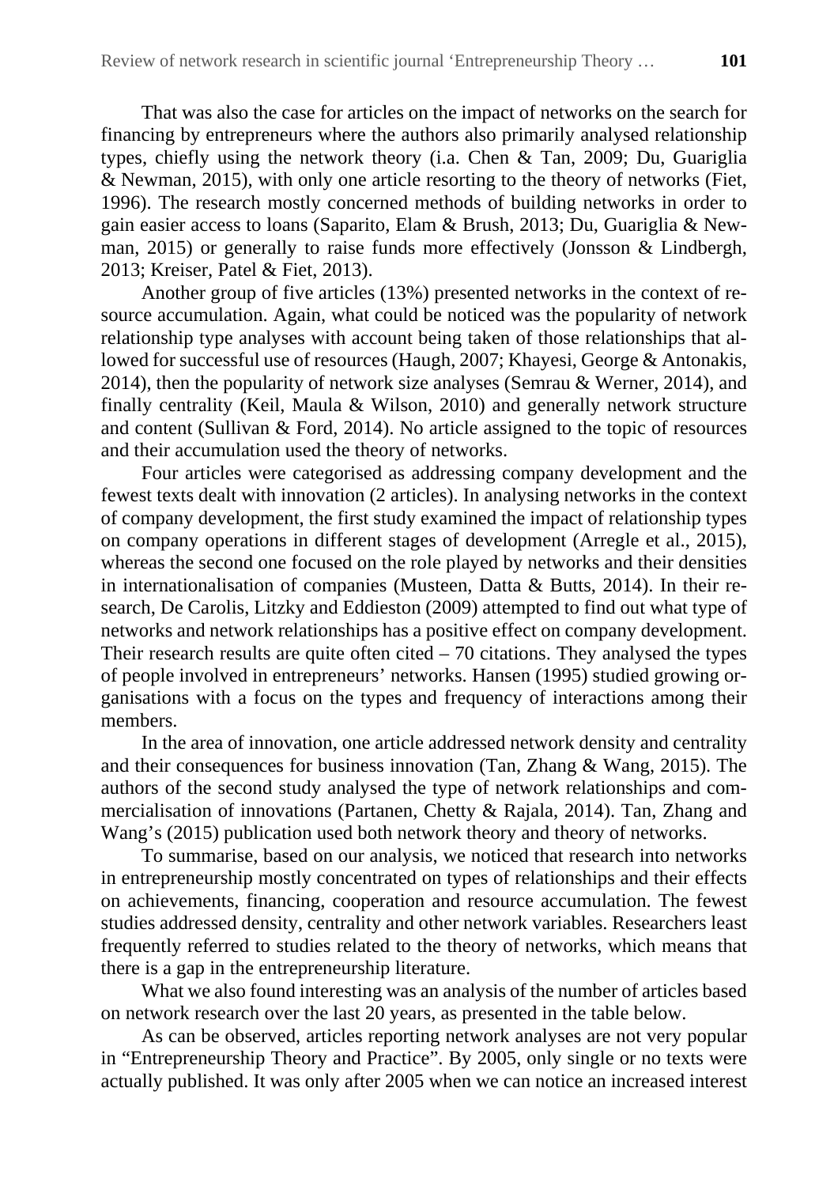That was also the case for articles on the impact of networks on the search for financing by entrepreneurs where the authors also primarily analysed relationship types, chiefly using the network theory (i.a. Chen & Tan, 2009; Du, Guariglia & Newman, 2015), with only one article resorting to the theory of networks (Fiet, 1996). The research mostly concerned methods of building networks in order to gain easier access to loans (Saparito, Elam & Brush, 2013; Du, Guariglia & Newman, 2015) or generally to raise funds more effectively (Jonsson & Lindbergh, 2013; Kreiser, Patel & Fiet, 2013).

Another group of five articles (13%) presented networks in the context of resource accumulation. Again, what could be noticed was the popularity of network relationship type analyses with account being taken of those relationships that allowed for successful use of resources (Haugh, 2007; Khayesi, George & Antonakis, 2014), then the popularity of network size analyses (Semrau & Werner, 2014), and finally centrality (Keil, Maula & Wilson, 2010) and generally network structure and content (Sullivan & Ford, 2014). No article assigned to the topic of resources and their accumulation used the theory of networks.

Four articles were categorised as addressing company development and the fewest texts dealt with innovation (2 articles). In analysing networks in the context of company development, the first study examined the impact of relationship types on company operations in different stages of development (Arregle et al., 2015), whereas the second one focused on the role played by networks and their densities in internationalisation of companies (Musteen, Datta & Butts, 2014). In their research, De Carolis, Litzky and Eddieston (2009) attempted to find out what type of networks and network relationships has a positive effect on company development. Their research results are quite often cited – 70 citations. They analysed the types of people involved in entrepreneurs' networks. Hansen (1995) studied growing organisations with a focus on the types and frequency of interactions among their members.

In the area of innovation, one article addressed network density and centrality and their consequences for business innovation (Tan, Zhang & Wang, 2015). The authors of the second study analysed the type of network relationships and commercialisation of innovations (Partanen, Chetty & Rajala, 2014). Tan, Zhang and Wang's (2015) publication used both network theory and theory of networks.

To summarise, based on our analysis, we noticed that research into networks in entrepreneurship mostly concentrated on types of relationships and their effects on achievements, financing, cooperation and resource accumulation. The fewest studies addressed density, centrality and other network variables. Researchers least frequently referred to studies related to the theory of networks, which means that there is a gap in the entrepreneurship literature.

What we also found interesting was an analysis of the number of articles based on network research over the last 20 years, as presented in the table below.

As can be observed, articles reporting network analyses are not very popular in "Entrepreneurship Theory and Practice". By 2005, only single or no texts were actually published. It was only after 2005 when we can notice an increased interest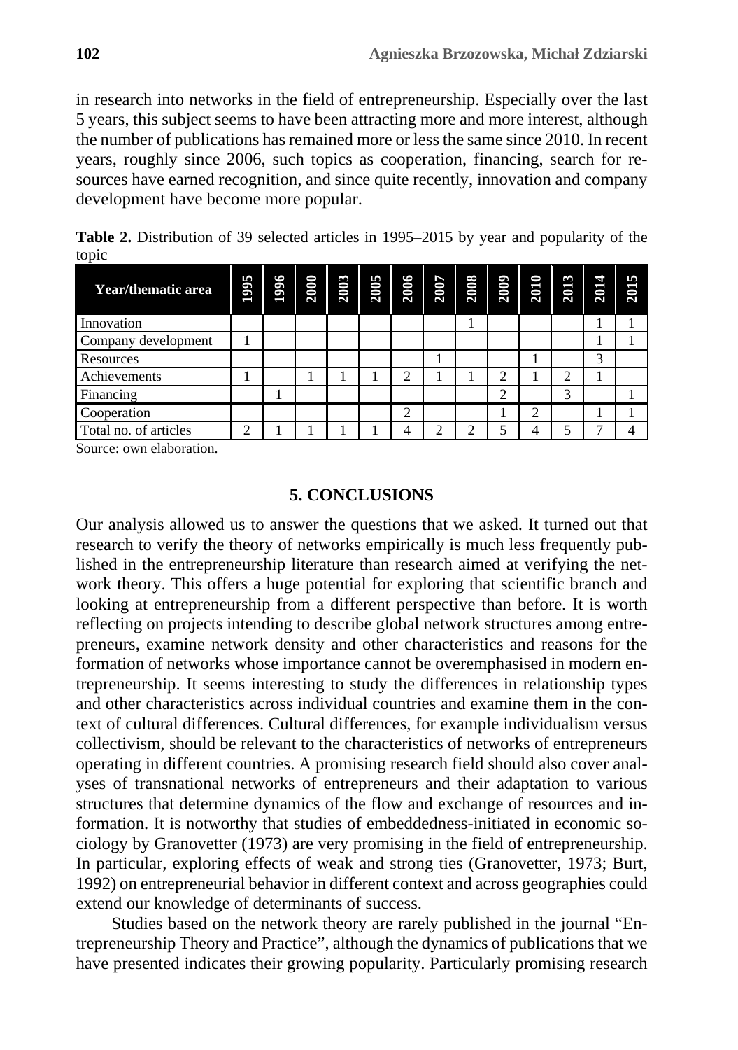in research into networks in the field of entrepreneurship. Especially over the last 5 years, this subject seems to have been attracting more and more interest, although the number of publications has remained more or less the same since 2010. In recent years, roughly since 2006, such topics as cooperation, financing, search for resources have earned recognition, and since quite recently, innovation and company development have become more popular.

**Table 2.** Distribution of 39 selected articles in 1995–2015 by year and popularity of the topic

| Year/thematic area | 1995 | 1996 | 2000 | 2003 | 2005 | 2006 | 2007 | 2008 | 2009 | 2010 | 2013 | 2014 | 2015 |
|---|---|---|---|---|---|---|---|---|---|---|---|---|---|
| Innovation | | | | | | | | 1 | | | | 1 | 1 |
| Company development | 1 | | | | | | | | | | | 1 | 1 |
| Resources | | | | | | | 1 | | | 1 | | 3 | |
| Achievements | 1 | | 1 | 1 | 1 | 2 | 1 | 1 | 2 | 1 | 2 | 1 | |
| Financing | | 1 | | | | | | | 2 | | 3 | | 1 |
| Cooperation | | | | | | 2 | | | 1 | 2 | | 1 | 1 |
| Total no. of articles | 2 | 1 | 1 | 1 | 1 | 4 | 2 | 2 | 5 | 4 | 5 | 7 | 4 |

Source: own elaboration.

## 5. CONCLUSIONS

Our analysis allowed us to answer the questions that we asked. It turned out that research to verify the theory of networks empirically is much less frequently published in the entrepreneurship literature than research aimed at verifying the network theory. This offers a huge potential for exploring that scientific branch and looking at entrepreneurship from a different perspective than before. It is worth reflecting on projects intending to describe global network structures among entrepreneurs, examine network density and other characteristics and reasons for the formation of networks whose importance cannot be overemphasised in modern entrepreneurship. It seems interesting to study the differences in relationship types and other characteristics across individual countries and examine them in the context of cultural differences. Cultural differences, for example individualism versus collectivism, should be relevant to the characteristics of networks of entrepreneurs operating in different countries. A promising research field should also cover analyses of transnational networks of entrepreneurs and their adaptation to various structures that determine dynamics of the flow and exchange of resources and information. It is notworthy that studies of embeddedness-initiated in economic sociology by Granovetter (1973) are very promising in the field of entrepreneurship. In particular, exploring effects of weak and strong ties (Granovetter, 1973; Burt, 1992) on entrepreneurial behavior in different context and across geographies could extend our knowledge of determinants of success.

Studies based on the network theory are rarely published in the journal "Entrepreneurship Theory and Practice", although the dynamics of publications that we have presented indicates their growing popularity. Particularly promising research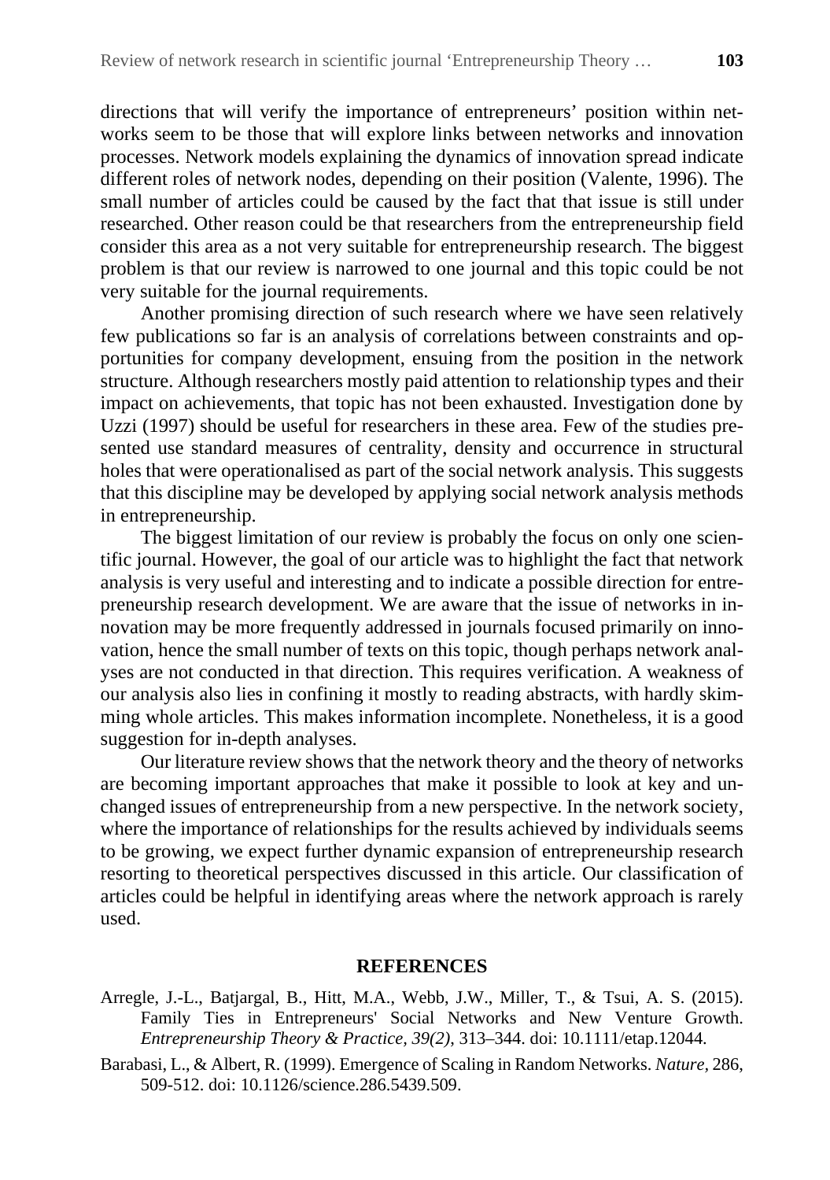directions that will verify the importance of entrepreneurs' position within networks seem to be those that will explore links between networks and innovation processes. Network models explaining the dynamics of innovation spread indicate different roles of network nodes, depending on their position (Valente, 1996). The small number of articles could be caused by the fact that that issue is still under researched. Other reason could be that researchers from the entrepreneurship field consider this area as a not very suitable for entrepreneurship research. The biggest problem is that our review is narrowed to one journal and this topic could be not very suitable for the journal requirements.

Another promising direction of such research where we have seen relatively few publications so far is an analysis of correlations between constraints and opportunities for company development, ensuing from the position in the network structure. Although researchers mostly paid attention to relationship types and their impact on achievements, that topic has not been exhausted. Investigation done by Uzzi (1997) should be useful for researchers in these area. Few of the studies presented use standard measures of centrality, density and occurrence in structural holes that were operationalised as part of the social network analysis. This suggests that this discipline may be developed by applying social network analysis methods in entrepreneurship.

The biggest limitation of our review is probably the focus on only one scientific journal. However, the goal of our article was to highlight the fact that network analysis is very useful and interesting and to indicate a possible direction for entrepreneurship research development. We are aware that the issue of networks in innovation may be more frequently addressed in journals focused primarily on innovation, hence the small number of texts on this topic, though perhaps network analyses are not conducted in that direction. This requires verification. A weakness of our analysis also lies in confining it mostly to reading abstracts, with hardly skimming whole articles. This makes information incomplete. Nonetheless, it is a good suggestion for in-depth analyses.

Our literature review shows that the network theory and the theory of networks are becoming important approaches that make it possible to look at key and unchanged issues of entrepreneurship from a new perspective. In the network society, where the importance of relationships for the results achieved by individuals seems to be growing, we expect further dynamic expansion of entrepreneurship research resorting to theoretical perspectives discussed in this article. Our classification of articles could be helpful in identifying areas where the network approach is rarely used.

## REFERENCES

Arregle, J.-L., Batjargal, B., Hitt, M.A., Webb, J.W., Miller, T., & Tsui, A. S. (2015). Family Ties in Entrepreneurs' Social Networks and New Venture Growth. *Entrepreneurship Theory & Practice, 39(2)*, 313–344. doi: 10.1111/etap.12044.

Barabasi, L., & Albert, R. (1999). Emergence of Scaling in Random Networks. *Nature*, 286, 509-512. doi: 10.1126/science.286.5439.509.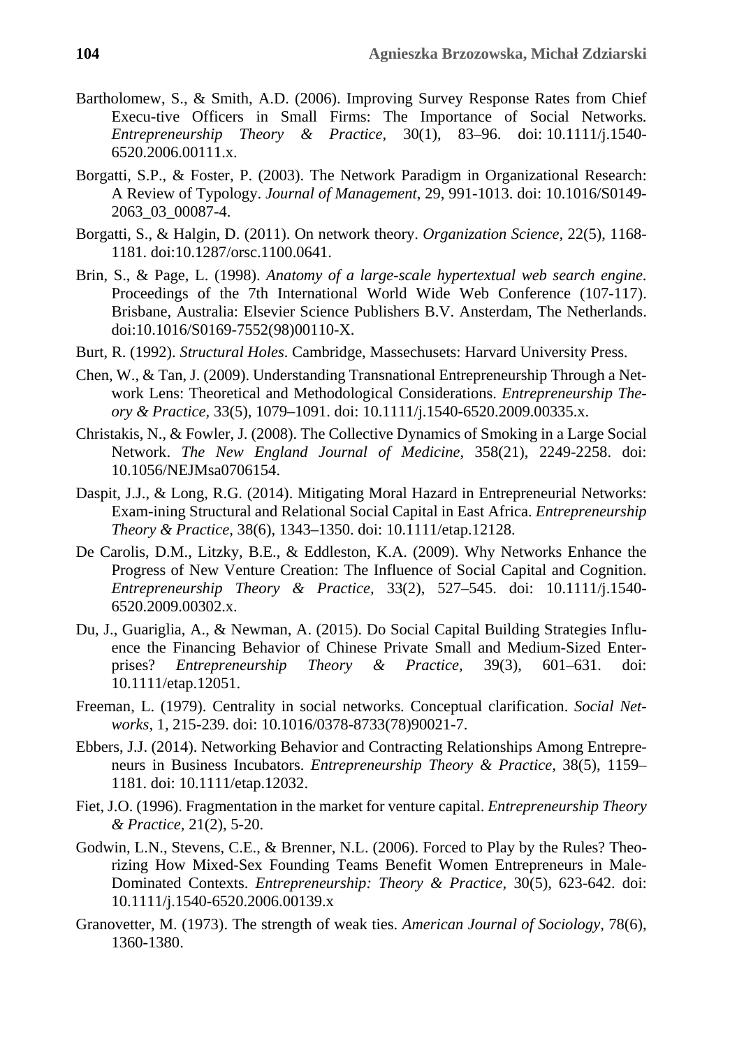Bartholomew, S., & Smith, A.D. (2006). Improving Survey Response Rates from Chief Execu-tive Officers in Small Firms: The Importance of Social Networks. *Entrepreneurship Theory & Practice,* 30(1), 83–96. doi: 10.1111/j.1540-6520.2006.00111.x.

Borgatti, S.P., & Foster, P. (2003). The Network Paradigm in Organizational Research: A Review of Typology. *Journal of Management*, 29, 991-1013. doi: 10.1016/S0149-2063_03_00087-4.

Borgatti, S., & Halgin, D. (2011). On network theory. *Organization Science*, 22(5), 1168-1181. doi:10.1287/orsc.1100.0641.

Brin, S., & Page, L. (1998). *Anatomy of a large-scale hypertextual web search engine*. Proceedings of the 7th International World Wide Web Conference (107-117). Brisbane, Australia: Elsevier Science Publishers B.V. Ansterdam, The Netherlands. doi:10.1016/S0169-7552(98)00110-X.

Burt, R. (1992). *Structural Holes*. Cambridge, Massechusets: Harvard University Press.

Chen, W., & Tan, J. (2009). Understanding Transnational Entrepreneurship Through a Net-work Lens: Theoretical and Methodological Considerations. *Entrepreneurship Theory & Practice*, 33(5), 1079–1091. doi: 10.1111/j.1540-6520.2009.00335.x.

Christakis, N., & Fowler, J. (2008). The Collective Dynamics of Smoking in a Large Social Network. *The New England Journal of Medicine*, 358(21), 2249-2258. doi: 10.1056/NEJMsa0706154.

Daspit, J.J., & Long, R.G. (2014). Mitigating Moral Hazard in Entrepreneurial Networks: Exam-ining Structural and Relational Social Capital in East Africa. *Entrepreneurship Theory & Practice*, 38(6), 1343–1350. doi: 10.1111/etap.12128.

De Carolis, D.M., Litzky, B.E., & Eddleston, K.A. (2009). Why Networks Enhance the Progress of New Venture Creation: The Influence of Social Capital and Cognition. *Entrepreneurship Theory & Practice*, 33(2), 527–545. doi: 10.1111/j.1540-6520.2009.00302.x.

Du, J., Guariglia, A., & Newman, A. (2015). Do Social Capital Building Strategies Influence the Financing Behavior of Chinese Private Small and Medium-Sized Enterprises? *Entrepreneurship Theory & Practice*, 39(3), 601–631. doi: 10.1111/etap.12051.

Freeman, L. (1979). Centrality in social networks. Conceptual clarification. *Social Networks*, 1, 215-239. doi: 10.1016/0378-8733(78)90021-7.

Ebbers, J.J. (2014). Networking Behavior and Contracting Relationships Among Entrepreneurs in Business Incubators. *Entrepreneurship Theory & Practice,* 38(5), 1159–1181. doi: 10.1111/etap.12032.

Fiet, J.O. (1996). Fragmentation in the market for venture capital. *Entrepreneurship Theory & Practice,* 21(2), 5-20.

Godwin, L.N., Stevens, C.E., & Brenner, N.L. (2006). Forced to Play by the Rules? Theorizing How Mixed-Sex Founding Teams Benefit Women Entrepreneurs in Male-Dominated Contexts. *Entrepreneurship: Theory & Practice*, 30(5), 623-642. doi: 10.1111/j.1540-6520.2006.00139.x

Granovetter, M. (1973). The strength of weak ties. *American Journal of Sociology,* 78(6), 1360-1380.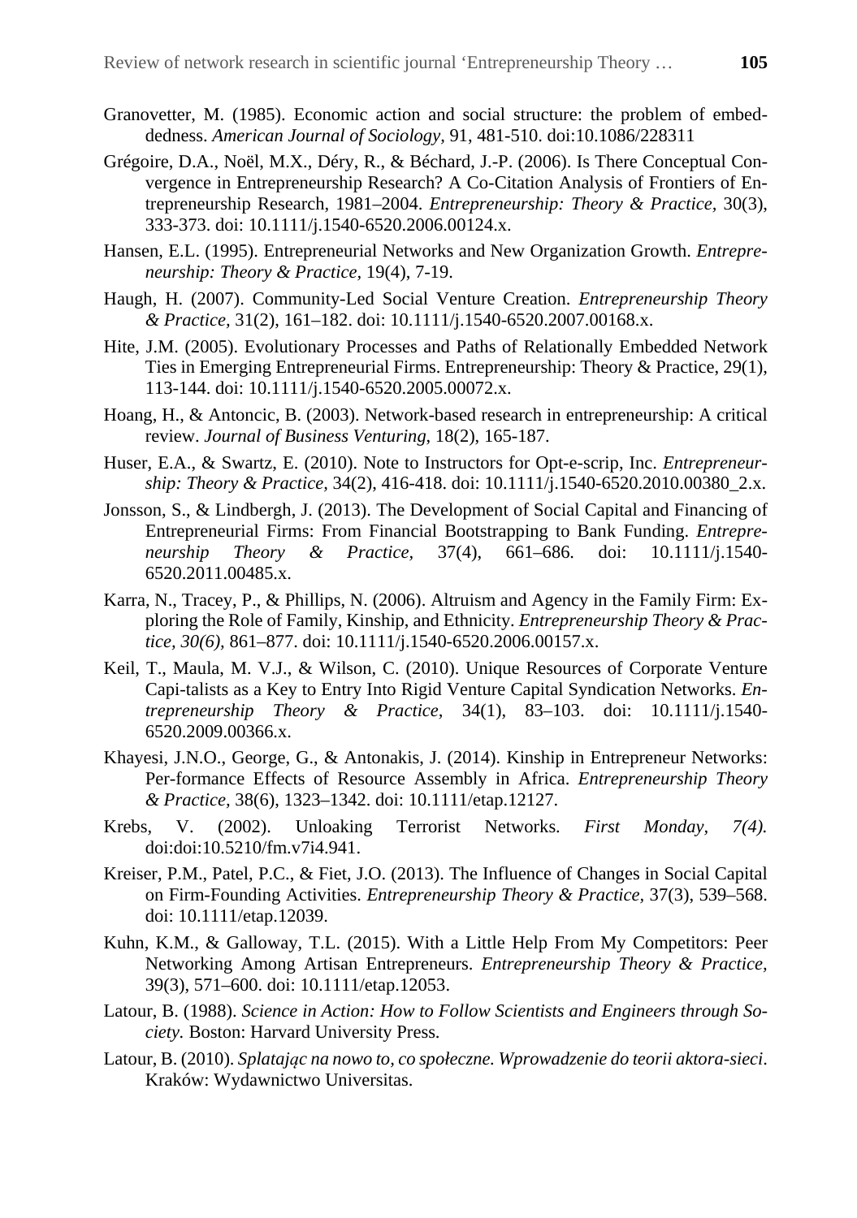Granovetter, M. (1985). Economic action and social structure: the problem of embeddedness. *American Journal of Sociology,* 91, 481-510. doi:10.1086/228311

Grégoire, D.A., Noël, M.X., Déry, R., & Béchard, J.-P. (2006). Is There Conceptual Convergence in Entrepreneurship Research? A Co-Citation Analysis of Frontiers of Entrepreneurship Research, 1981–2004. *Entrepreneurship: Theory & Practice,* 30(3), 333-373. doi: 10.1111/j.1540-6520.2006.00124.x.

Hansen, E.L. (1995). Entrepreneurial Networks and New Organization Growth. *Entrepreneurship: Theory & Practice*, 19(4), 7-19.

Haugh, H. (2007). Community-Led Social Venture Creation. *Entrepreneurship Theory & Practice,* 31(2), 161–182. doi: 10.1111/j.1540-6520.2007.00168.x.

Hite, J.M. (2005). Evolutionary Processes and Paths of Relationally Embedded Network Ties in Emerging Entrepreneurial Firms. Entrepreneurship: Theory & Practice, 29(1), 113-144. doi: 10.1111/j.1540-6520.2005.00072.x.

Hoang, H., & Antoncic, B. (2003). Network-based research in entrepreneurship: A critical review. *Journal of Business Venturing*, 18(2), 165-187.

Huser, E.A., & Swartz, E. (2010). Note to Instructors for Opt-e-scrip, Inc. *Entrepreneurship: Theory & Practice,* 34(2), 416-418. doi: 10.1111/j.1540-6520.2010.00380_2.x.

Jonsson, S., & Lindbergh, J. (2013). The Development of Social Capital and Financing of Entrepreneurial Firms: From Financial Bootstrapping to Bank Funding. *Entrepreneurship Theory & Practice,* 37(4), 661–686. doi: 10.1111/j.1540-6520.2011.00485.x.

Karra, N., Tracey, P., & Phillips, N. (2006). Altruism and Agency in the Family Firm: Exploring the Role of Family, Kinship, and Ethnicity. *Entrepreneurship Theory & Practice, 30(6),* 861–877. doi: 10.1111/j.1540-6520.2006.00157.x.

Keil, T., Maula, M. V.J., & Wilson, C. (2010). Unique Resources of Corporate Venture Capi-talists as a Key to Entry Into Rigid Venture Capital Syndication Networks. *Entrepreneurship Theory & Practice,* 34(1), 83–103. doi: 10.1111/j.1540-6520.2009.00366.x.

Khayesi, J.N.O., George, G., & Antonakis, J. (2014). Kinship in Entrepreneur Networks: Per-formance Effects of Resource Assembly in Africa. *Entrepreneurship Theory & Practice,* 38(6), 1323–1342. doi: 10.1111/etap.12127.

Krebs, V. (2002). Unloaking Terrorist Networks. *First Monday, 7(4).* doi:doi:10.5210/fm.v7i4.941.

Kreiser, P.M., Patel, P.C., & Fiet, J.O. (2013). The Influence of Changes in Social Capital on Firm-Founding Activities. *Entrepreneurship Theory & Practice,* 37(3), 539–568. doi: 10.1111/etap.12039.

Kuhn, K.M., & Galloway, T.L. (2015). With a Little Help From My Competitors: Peer Networking Among Artisan Entrepreneurs. *Entrepreneurship Theory & Practice,* 39(3), 571–600. doi: 10.1111/etap.12053.

Latour, B. (1988). *Science in Action: How to Follow Scientists and Engineers through Society.* Boston: Harvard University Press.

Latour, B. (2010). *Splatając na nowo to, co społeczne. Wprowadzenie do teorii aktora-sieci*. Kraków: Wydawnictwo Universitas.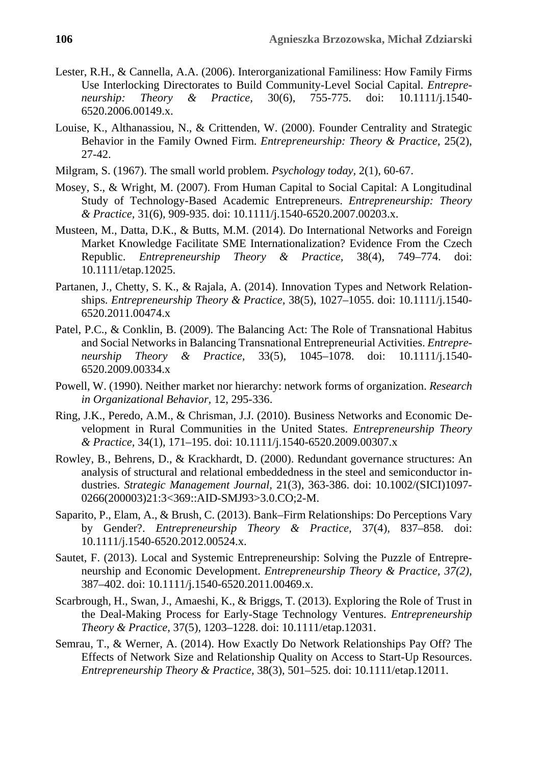Lester, R.H., & Cannella, A.A. (2006). Interorganizational Familiness: How Family Firms Use Interlocking Directorates to Build Community-Level Social Capital. *Entrepreneurship: Theory & Practice*, 30(6), 755-775. doi: 10.1111/j.1540-6520.2006.00149.x.

Louise, K., Althanassiou, N., & Crittenden, W. (2000). Founder Centrality and Strategic Behavior in the Family Owned Firm. *Entrepreneurship: Theory & Practice*, 25(2), 27-42.

Milgram, S. (1967). The small world problem. *Psychology today*, 2(1), 60-67.

Mosey, S., & Wright, M. (2007). From Human Capital to Social Capital: A Longitudinal Study of Technology-Based Academic Entrepreneurs. *Entrepreneurship: Theory & Practice*, 31(6), 909-935. doi: 10.1111/j.1540-6520.2007.00203.x.

Musteen, M., Datta, D.K., & Butts, M.M. (2014). Do International Networks and Foreign Market Knowledge Facilitate SME Internationalization? Evidence From the Czech Republic. *Entrepreneurship Theory & Practice*, 38(4), 749–774. doi: 10.1111/etap.12025.

Partanen, J., Chetty, S. K., & Rajala, A. (2014). Innovation Types and Network Relationships. *Entrepreneurship Theory & Practice*, 38(5), 1027–1055. doi: 10.1111/j.1540-6520.2011.00474.x

Patel, P.C., & Conklin, B. (2009). The Balancing Act: The Role of Transnational Habitus and Social Networks in Balancing Transnational Entrepreneurial Activities. *Entrepreneurship Theory & Practice*, 33(5), 1045–1078. doi: 10.1111/j.1540-6520.2009.00334.x

Powell, W. (1990). Neither market nor hierarchy: network forms of organization. *Research in Organizational Behavior*, 12, 295-336.

Ring, J.K., Peredo, A.M., & Chrisman, J.J. (2010). Business Networks and Economic Development in Rural Communities in the United States. *Entrepreneurship Theory & Practice*, 34(1), 171–195. doi: 10.1111/j.1540-6520.2009.00307.x

Rowley, B., Behrens, D., & Krackhardt, D. (2000). Redundant governance structures: An analysis of structural and relational embeddedness in the steel and semiconductor industries. *Strategic Management Journal*, 21(3), 363-386. doi: 10.1002/(SICI)1097-0266(200003)21:3<369::AID-SMJ93>3.0.CO;2-M.

Saparito, P., Elam, A., & Brush, C. (2013). Bank–Firm Relationships: Do Perceptions Vary by Gender?. *Entrepreneurship Theory & Practice*, 37(4), 837–858. doi: 10.1111/j.1540-6520.2012.00524.x.

Sautet, F. (2013). Local and Systemic Entrepreneurship: Solving the Puzzle of Entrepreneurship and Economic Development. *Entrepreneurship Theory & Practice, 37(2),* 387–402. doi: 10.1111/j.1540-6520.2011.00469.x.

Scarbrough, H., Swan, J., Amaeshi, K., & Briggs, T. (2013). Exploring the Role of Trust in the Deal-Making Process for Early-Stage Technology Ventures. *Entrepreneurship Theory & Practice*, 37(5), 1203–1228. doi: 10.1111/etap.12031.

Semrau, T., & Werner, A. (2014). How Exactly Do Network Relationships Pay Off? The Effects of Network Size and Relationship Quality on Access to Start-Up Resources. *Entrepreneurship Theory & Practice*, 38(3), 501–525. doi: 10.1111/etap.12011.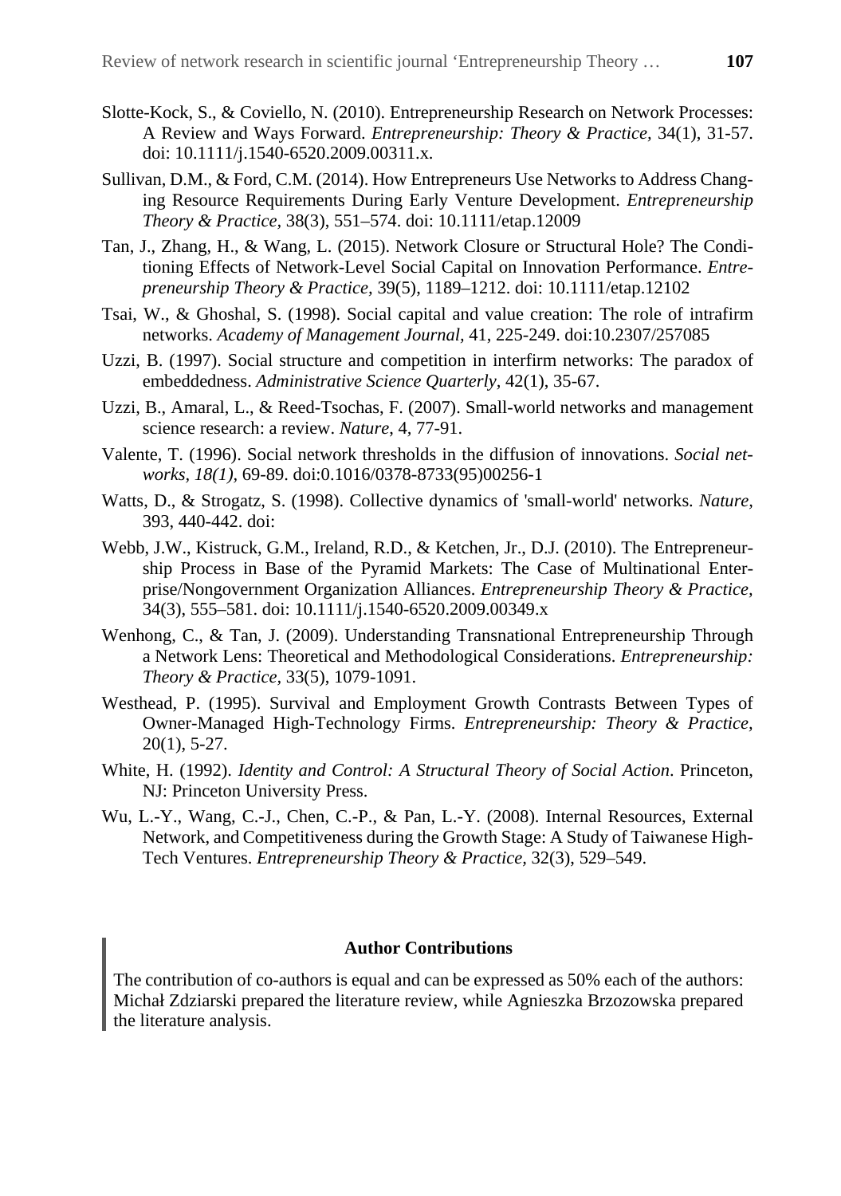Slotte-Kock, S., & Coviello, N. (2010). Entrepreneurship Research on Network Processes: A Review and Ways Forward. *Entrepreneurship: Theory & Practice*, 34(1), 31-57. doi: 10.1111/j.1540-6520.2009.00311.x.

Sullivan, D.M., & Ford, C.M. (2014). How Entrepreneurs Use Networks to Address Changing Resource Requirements During Early Venture Development. *Entrepreneurship Theory & Practice*, 38(3), 551–574. doi: 10.1111/etap.12009

Tan, J., Zhang, H., & Wang, L. (2015). Network Closure or Structural Hole? The Conditioning Effects of Network-Level Social Capital on Innovation Performance. *Entrepreneurship Theory & Practice*, 39(5), 1189–1212. doi: 10.1111/etap.12102

Tsai, W., & Ghoshal, S. (1998). Social capital and value creation: The role of intrafirm networks. *Academy of Management Journal*, 41, 225-249. doi:10.2307/257085

Uzzi, B. (1997). Social structure and competition in interfirm networks: The paradox of embeddedness. *Administrative Science Quarterly*, 42(1), 35-67.

Uzzi, B., Amaral, L., & Reed-Tsochas, F. (2007). Small-world networks and management science research: a review. *Nature*, 4, 77-91.

Valente, T. (1996). Social network thresholds in the diffusion of innovations. *Social networks*, *18(1)*, 69-89. doi:0.1016/0378-8733(95)00256-1

Watts, D., & Strogatz, S. (1998). Collective dynamics of 'small-world' networks. *Nature*, 393, 440-442. doi:

Webb, J.W., Kistruck, G.M., Ireland, R.D., & Ketchen, Jr., D.J. (2010). The Entrepreneurship Process in Base of the Pyramid Markets: The Case of Multinational Enterprise/Nongovernment Organization Alliances. *Entrepreneurship Theory & Practice*, 34(3), 555–581. doi: 10.1111/j.1540-6520.2009.00349.x

Wenhong, C., & Tan, J. (2009). Understanding Transnational Entrepreneurship Through a Network Lens: Theoretical and Methodological Considerations. *Entrepreneurship: Theory & Practice*, 33(5), 1079-1091.

Westhead, P. (1995). Survival and Employment Growth Contrasts Between Types of Owner-Managed High-Technology Firms. *Entrepreneurship: Theory & Practice*, 20(1), 5-27.

White, H. (1992). *Identity and Control: A Structural Theory of Social Action*. Princeton, NJ: Princeton University Press.

Wu, L.-Y., Wang, C.-J., Chen, C.-P., & Pan, L.-Y. (2008). Internal Resources, External Network, and Competitiveness during the Growth Stage: A Study of Taiwanese High-Tech Ventures. *Entrepreneurship Theory & Practice*, 32(3), 529–549.

**Author Contributions**

The contribution of co-authors is equal and can be expressed as 50% each of the authors: Michał Zdziarski prepared the literature review, while Agnieszka Brzozowska prepared the literature analysis.